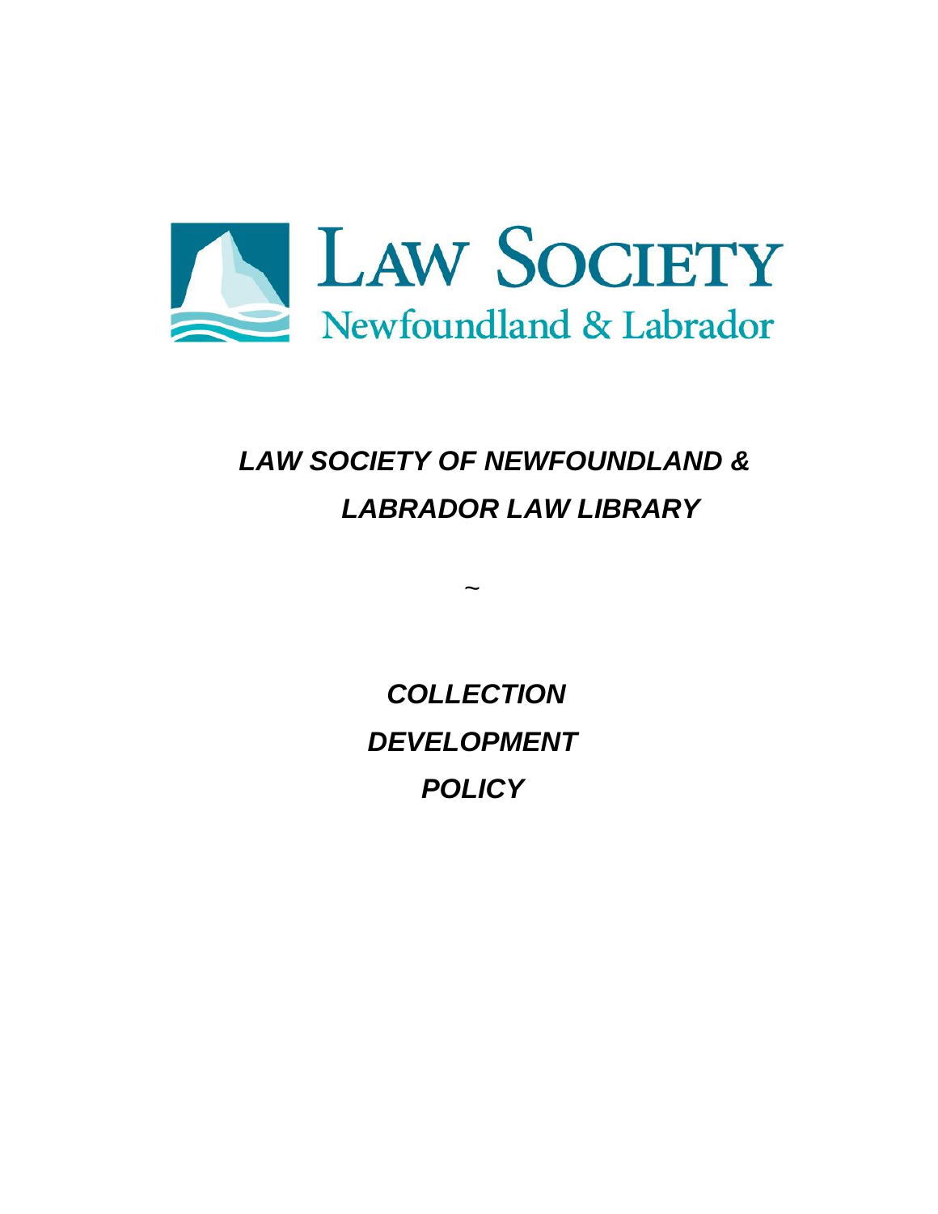LAW SOCIETY

Newfoundland & Labrador

# *LAW SOCIETY OF NEWFOUNDLAND & LABRADOR LAW LIBRARY*

~

# *COLLECTION DEVELOPMENT POLICY*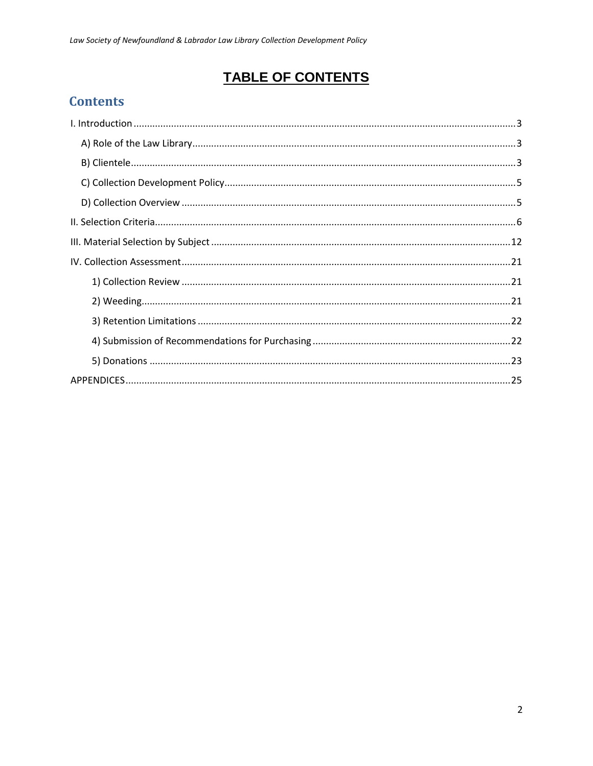# TABLE OF CONTENTS

## Contents

I. Introduction .......... 3

- A) Role of the Law Library .......... 3
- B) Clientele .......... 3
- C) Collection Development Policy .......... 5
- D) Collection Overview .......... 5

II. Selection Criteria .......... 6

III. Material Selection by Subject .......... 12

IV. Collection Assessment .......... 21

- 1) Collection Review .......... 21
- 2) Weeding .......... 21
- 3) Retention Limitations .......... 22
- 4) Submission of Recommendations for Purchasing .......... 22
- 5) Donations .......... 23

APPENDICES .......... 25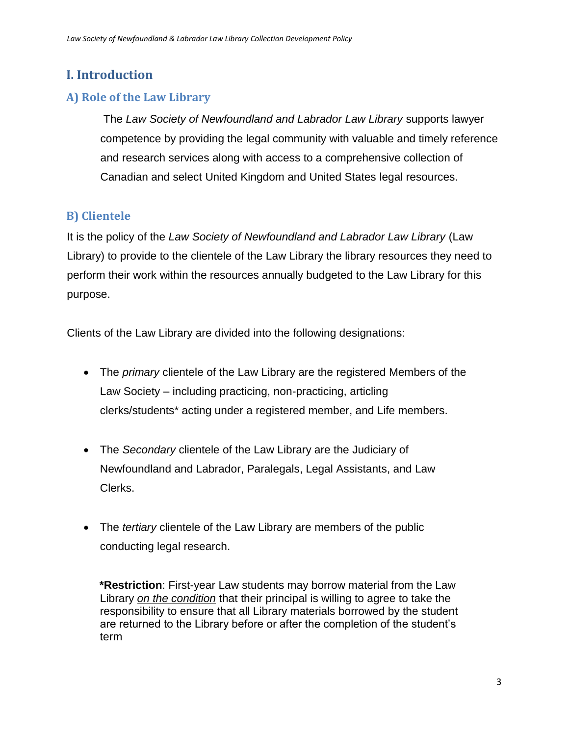# I. Introduction

## A) Role of the Law Library

The *Law Society of Newfoundland and Labrador Law Library* supports lawyer competence by providing the legal community with valuable and timely reference and research services along with access to a comprehensive collection of Canadian and select United Kingdom and United States legal resources.

## B) Clientele

It is the policy of the *Law Society of Newfoundland and Labrador Law Library* (Law Library) to provide to the clientele of the Law Library the library resources they need to perform their work within the resources annually budgeted to the Law Library for this purpose.

Clients of the Law Library are divided into the following designations:

- The *primary* clientele of the Law Library are the registered Members of the Law Society – including practicing, non-practicing, articling clerks/students* acting under a registered member, and Life members.
- The *Secondary* clientele of the Law Library are the Judiciary of Newfoundland and Labrador, Paralegals, Legal Assistants, and Law Clerks.
- The *tertiary* clientele of the Law Library are members of the public conducting legal research.

**\*Restriction**: First-year Law students may borrow material from the Law Library <u>*on the condition*</u> that their principal is willing to agree to take the responsibility to ensure that all Library materials borrowed by the student are returned to the Library before or after the completion of the student's term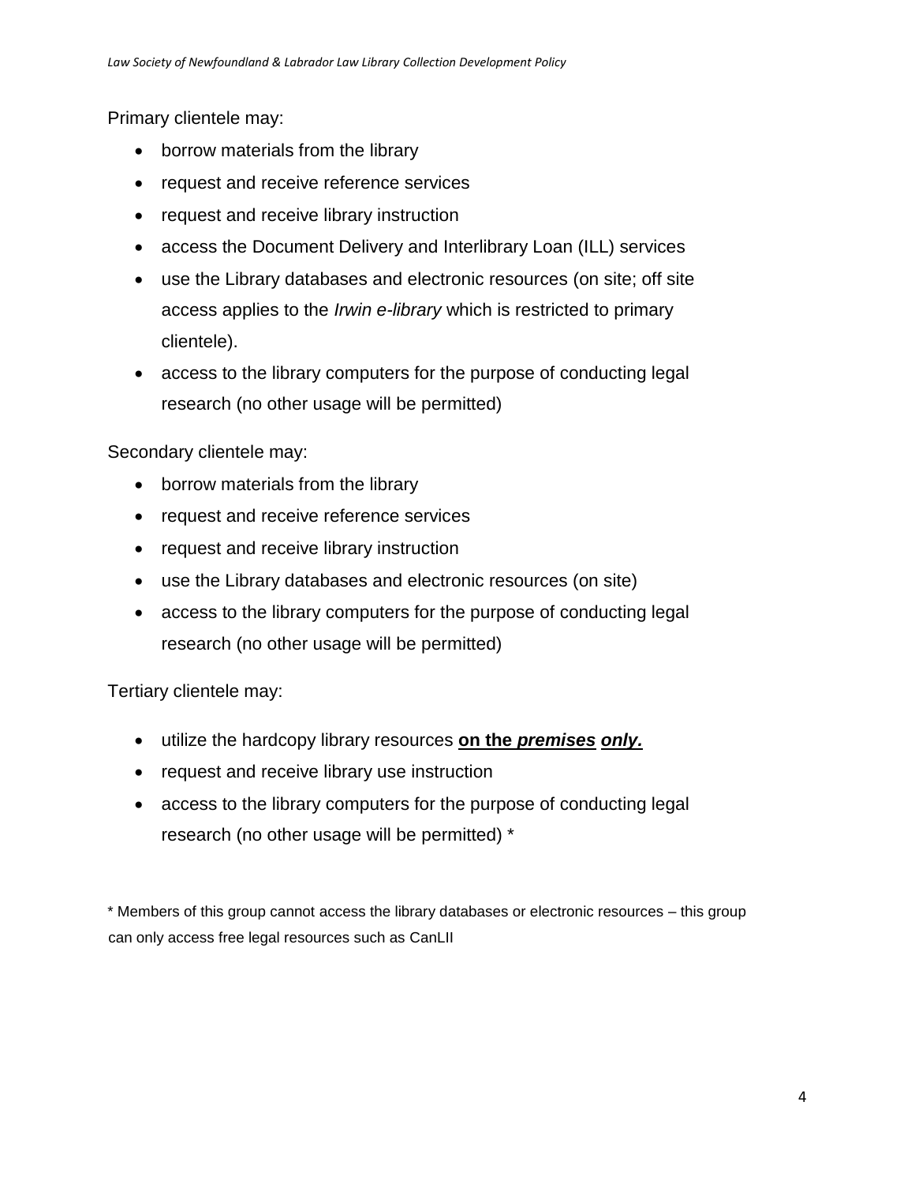Primary clientele may:

- borrow materials from the library
- request and receive reference services
- request and receive library instruction
- access the Document Delivery and Interlibrary Loan (ILL) services
- use the Library databases and electronic resources (on site; off site access applies to the *Irwin e-library* which is restricted to primary clientele).
- access to the library computers for the purpose of conducting legal research (no other usage will be permitted)

Secondary clientele may:

- borrow materials from the library
- request and receive reference services
- request and receive library instruction
- use the Library databases and electronic resources (on site)
- access to the library computers for the purpose of conducting legal research (no other usage will be permitted)

Tertiary clientele may:

- utilize the hardcopy library resources **on the *premises* *only.***
- request and receive library use instruction
- access to the library computers for the purpose of conducting legal research (no other usage will be permitted) *

\* Members of this group cannot access the library databases or electronic resources – this group can only access free legal resources such as CanLII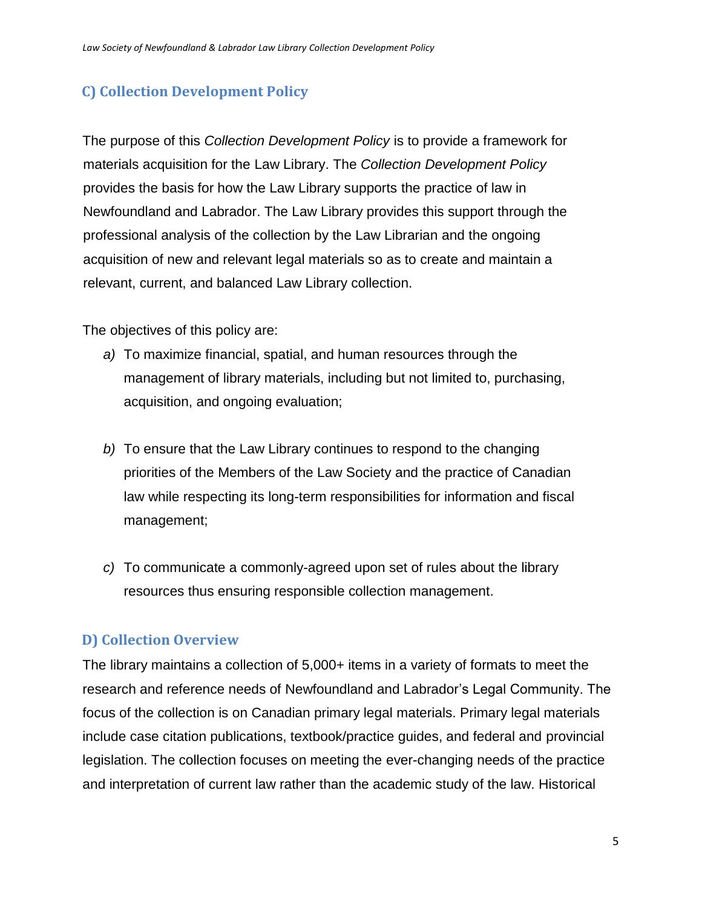## C) Collection Development Policy

The purpose of this *Collection Development Policy* is to provide a framework for materials acquisition for the Law Library. The *Collection Development Policy* provides the basis for how the Law Library supports the practice of law in Newfoundland and Labrador. The Law Library provides this support through the professional analysis of the collection by the Law Librarian and the ongoing acquisition of new and relevant legal materials so as to create and maintain a relevant, current, and balanced Law Library collection.

The objectives of this policy are:

*a)* To maximize financial, spatial, and human resources through the management of library materials, including but not limited to, purchasing, acquisition, and ongoing evaluation;

*b)* To ensure that the Law Library continues to respond to the changing priorities of the Members of the Law Society and the practice of Canadian law while respecting its long-term responsibilities for information and fiscal management;

*c)* To communicate a commonly-agreed upon set of rules about the library resources thus ensuring responsible collection management.

## D) Collection Overview

The library maintains a collection of 5,000+ items in a variety of formats to meet the research and reference needs of Newfoundland and Labrador's Legal Community. The focus of the collection is on Canadian primary legal materials. Primary legal materials include case citation publications, textbook/practice guides, and federal and provincial legislation. The collection focuses on meeting the ever-changing needs of the practice and interpretation of current law rather than the academic study of the law. Historical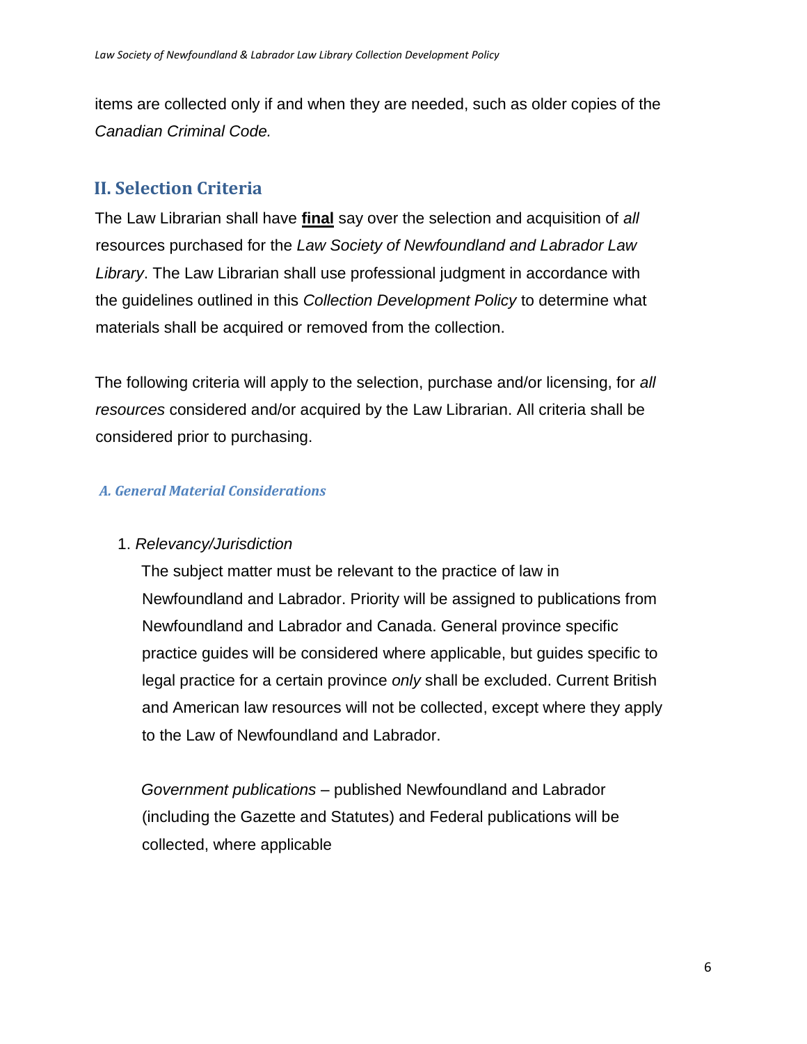items are collected only if and when they are needed, such as older copies of the *Canadian Criminal Code.*

## II. Selection Criteria

The Law Librarian shall have **final** say over the selection and acquisition of *all* resources purchased for the *Law Society of Newfoundland and Labrador Law Library*. The Law Librarian shall use professional judgment in accordance with the guidelines outlined in this *Collection Development Policy* to determine what materials shall be acquired or removed from the collection.

The following criteria will apply to the selection, purchase and/or licensing, for *all resources* considered and/or acquired by the Law Librarian. All criteria shall be considered prior to purchasing.

### *A. General Material Considerations*

1. *Relevancy/Jurisdiction*

   The subject matter must be relevant to the practice of law in Newfoundland and Labrador. Priority will be assigned to publications from Newfoundland and Labrador and Canada. General province specific practice guides will be considered where applicable, but guides specific to legal practice for a certain province *only* shall be excluded. Current British and American law resources will not be collected, except where they apply to the Law of Newfoundland and Labrador.

   *Government publications* – published Newfoundland and Labrador (including the Gazette and Statutes) and Federal publications will be collected, where applicable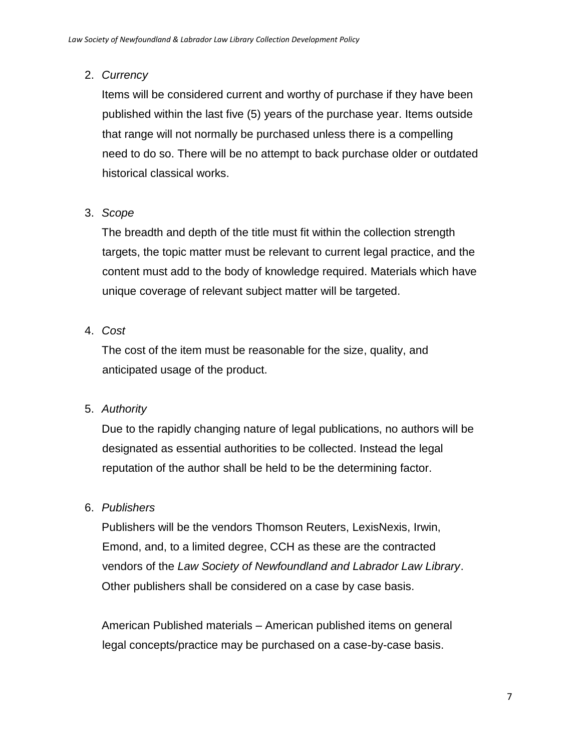2. *Currency*

   Items will be considered current and worthy of purchase if they have been published within the last five (5) years of the purchase year. Items outside that range will not normally be purchased unless there is a compelling need to do so. There will be no attempt to back purchase older or outdated historical classical works.

3. *Scope*

   The breadth and depth of the title must fit within the collection strength targets, the topic matter must be relevant to current legal practice, and the content must add to the body of knowledge required. Materials which have unique coverage of relevant subject matter will be targeted.

4. *Cost*

   The cost of the item must be reasonable for the size, quality, and anticipated usage of the product.

5. *Authority*

   Due to the rapidly changing nature of legal publications, no authors will be designated as essential authorities to be collected. Instead the legal reputation of the author shall be held to be the determining factor.

6. *Publishers*

   Publishers will be the vendors Thomson Reuters, LexisNexis, Irwin, Emond, and, to a limited degree, CCH as these are the contracted vendors of the *Law Society of Newfoundland and Labrador Law Library*. Other publishers shall be considered on a case by case basis.

   American Published materials – American published items on general legal concepts/practice may be purchased on a case-by-case basis.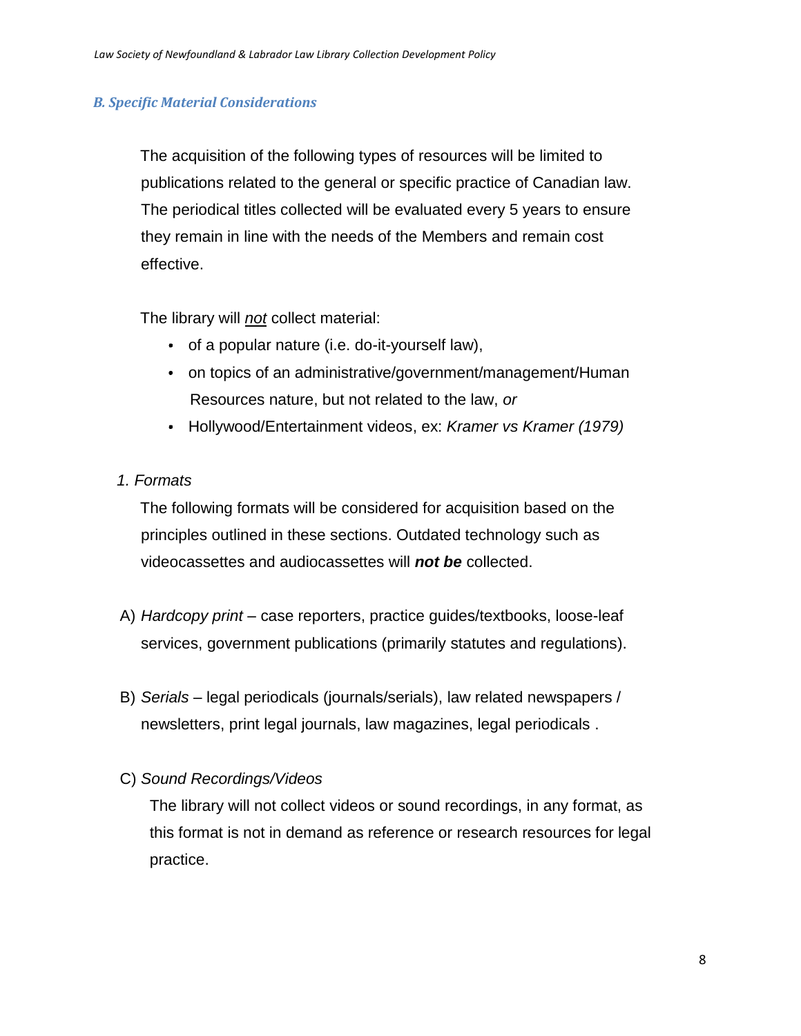### *B. Specific Material Considerations*

The acquisition of the following types of resources will be limited to publications related to the general or specific practice of Canadian law. The periodical titles collected will be evaluated every 5 years to ensure they remain in line with the needs of the Members and remain cost effective.

The library will ***not*** collect material:

- of a popular nature (i.e. do-it-yourself law),
- on topics of an administrative/government/management/Human Resources nature, but not related to the law, *or*
- Hollywood/Entertainment videos, ex: *Kramer vs Kramer (1979)*

*1. Formats*

The following formats will be considered for acquisition based on the principles outlined in these sections. Outdated technology such as videocassettes and audiocassettes will ***not be*** collected.

A) *Hardcopy print* – case reporters, practice guides/textbooks, loose-leaf services, government publications (primarily statutes and regulations).

B) *Serials* – legal periodicals (journals/serials), law related newspapers / newsletters, print legal journals, law magazines, legal periodicals .

C) *Sound Recordings/Videos*

The library will not collect videos or sound recordings, in any format, as this format is not in demand as reference or research resources for legal practice.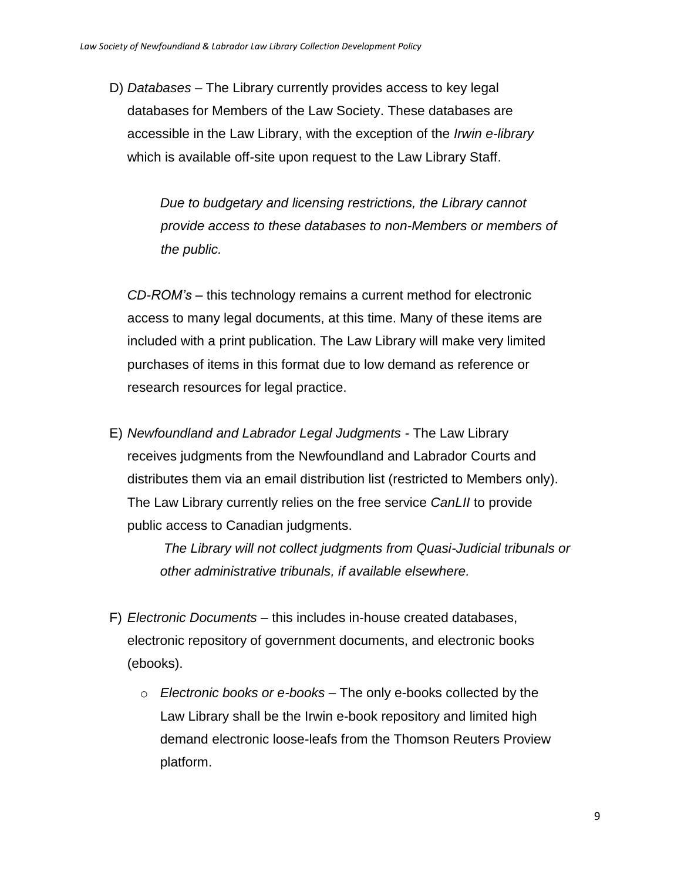D) *Databases* – The Library currently provides access to key legal databases for Members of the Law Society. These databases are accessible in the Law Library, with the exception of the *Irwin e-library* which is available off-site upon request to the Law Library Staff.

> *Due to budgetary and licensing restrictions, the Library cannot provide access to these databases to non-Members or members of the public.*

*CD-ROM's* – this technology remains a current method for electronic access to many legal documents, at this time. Many of these items are included with a print publication. The Law Library will make very limited purchases of items in this format due to low demand as reference or research resources for legal practice.

E) *Newfoundland and Labrador Legal Judgments* - The Law Library receives judgments from the Newfoundland and Labrador Courts and distributes them via an email distribution list (restricted to Members only). The Law Library currently relies on the free service *CanLII* to provide public access to Canadian judgments.

> *The Library will not collect judgments from Quasi-Judicial tribunals or other administrative tribunals, if available elsewhere.*

F) *Electronic Documents* – this includes in-house created databases, electronic repository of government documents, and electronic books (ebooks).

- *Electronic books or e-books* – The only e-books collected by the Law Library shall be the Irwin e-book repository and limited high demand electronic loose-leafs from the Thomson Reuters Proview platform.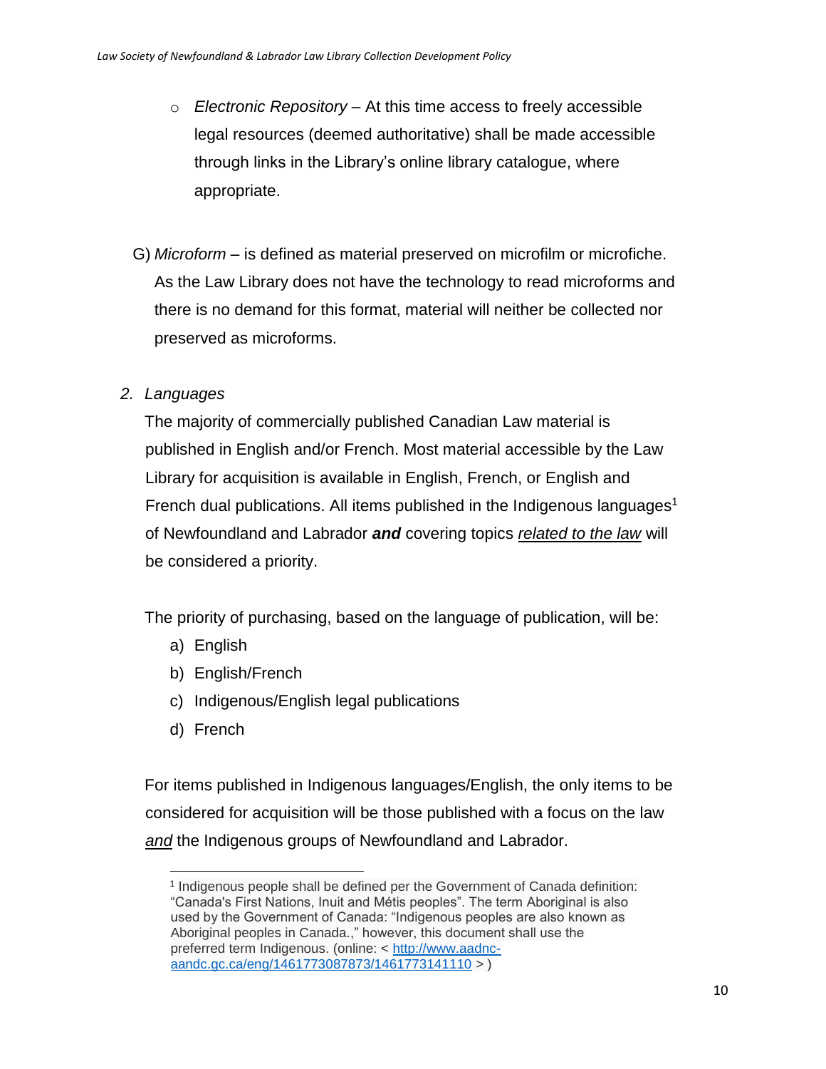- *Electronic Repository* – At this time access to freely accessible legal resources (deemed authoritative) shall be made accessible through links in the Library's online library catalogue, where appropriate.

G) *Microform* – is defined as material preserved on microfilm or microfiche. As the Law Library does not have the technology to read microforms and there is no demand for this format, material will neither be collected nor preserved as microforms.

2. *Languages*

The majority of commercially published Canadian Law material is published in English and/or French. Most material accessible by the Law Library for acquisition is available in English, French, or English and French dual publications. All items published in the Indigenous languages[1] of Newfoundland and Labrador ***and*** covering topics *related to the law* will be considered a priority.

The priority of purchasing, based on the language of publication, will be:

a) English
b) English/French
c) Indigenous/English legal publications
d) French

For items published in Indigenous languages/English, the only items to be considered for acquisition will be those published with a focus on the law *and* the Indigenous groups of Newfoundland and Labrador.

---

[1] Indigenous people shall be defined per the Government of Canada definition: "Canada's First Nations, Inuit and Métis peoples". The term Aboriginal is also used by the Government of Canada: "Indigenous peoples are also known as Aboriginal peoples in Canada.," however, this document shall use the preferred term Indigenous. (online: < http://www.aadnc-aandc.gc.ca/eng/1461773087873/1461773141110 > )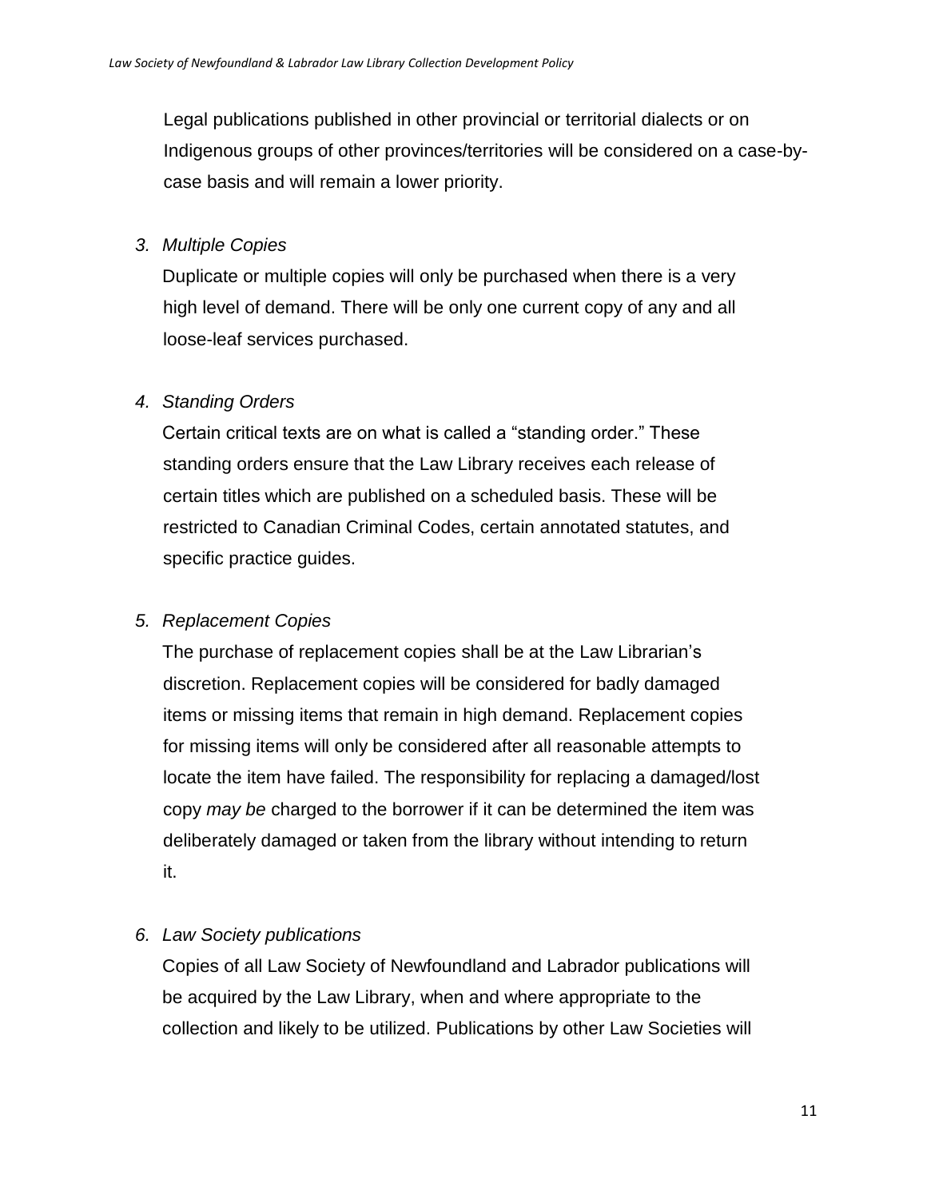Legal publications published in other provincial or territorial dialects or on Indigenous groups of other provinces/territories will be considered on a case-by-case basis and will remain a lower priority.

3. *Multiple Copies*

   Duplicate or multiple copies will only be purchased when there is a very high level of demand. There will be only one current copy of any and all loose-leaf services purchased.

4. *Standing Orders*

   Certain critical texts are on what is called a "standing order." These standing orders ensure that the Law Library receives each release of certain titles which are published on a scheduled basis. These will be restricted to Canadian Criminal Codes, certain annotated statutes, and specific practice guides.

5. *Replacement Copies*

   The purchase of replacement copies shall be at the Law Librarian's discretion. Replacement copies will be considered for badly damaged items or missing items that remain in high demand. Replacement copies for missing items will only be considered after all reasonable attempts to locate the item have failed. The responsibility for replacing a damaged/lost copy *may be* charged to the borrower if it can be determined the item was deliberately damaged or taken from the library without intending to return it.

6. *Law Society publications*

   Copies of all Law Society of Newfoundland and Labrador publications will be acquired by the Law Library, when and where appropriate to the collection and likely to be utilized. Publications by other Law Societies will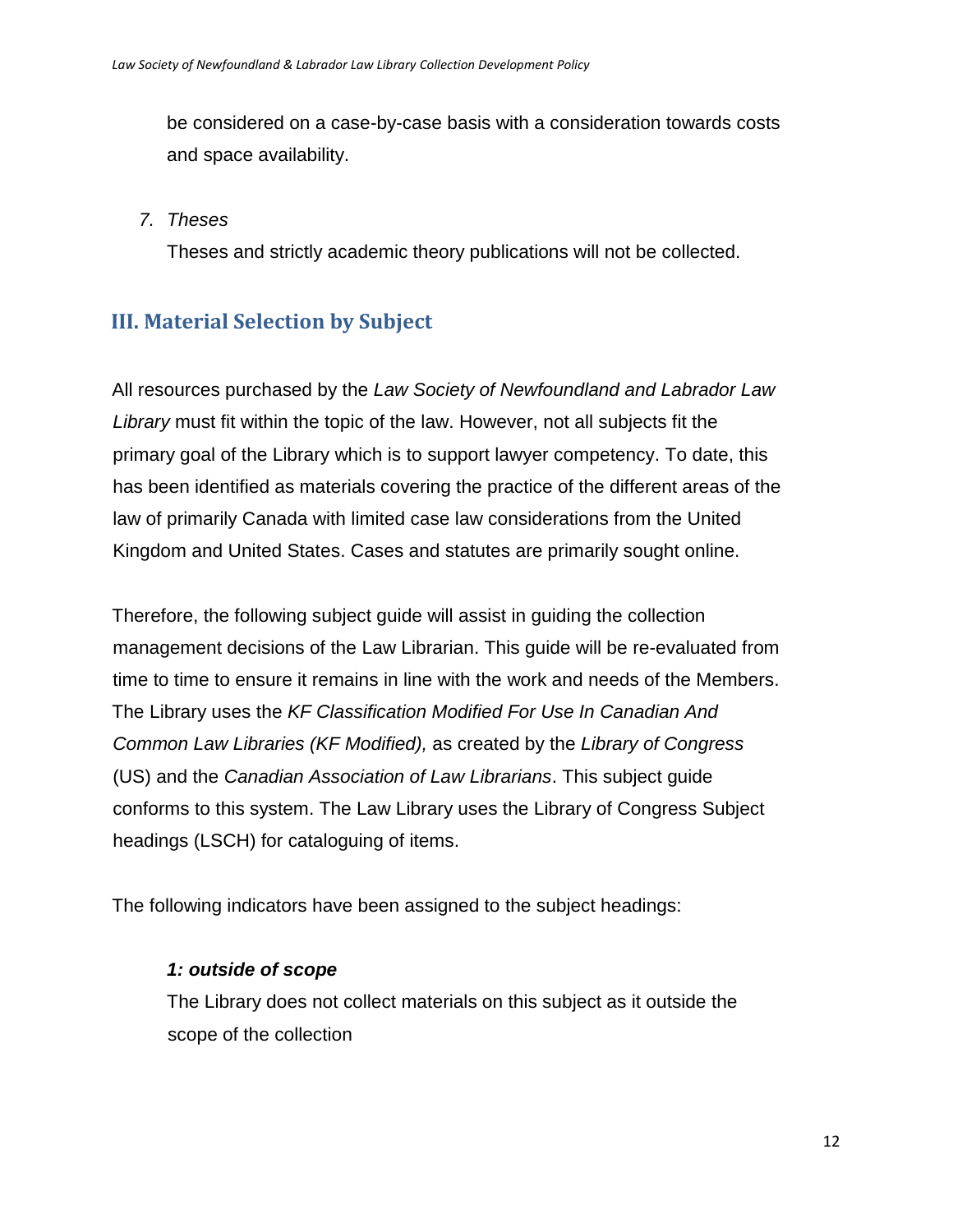be considered on a case-by-case basis with a consideration towards costs and space availability.

7. *Theses*

   Theses and strictly academic theory publications will not be collected.

## III. Material Selection by Subject

All resources purchased by the *Law Society of Newfoundland and Labrador Law Library* must fit within the topic of the law. However, not all subjects fit the primary goal of the Library which is to support lawyer competency. To date, this has been identified as materials covering the practice of the different areas of the law of primarily Canada with limited case law considerations from the United Kingdom and United States. Cases and statutes are primarily sought online.

Therefore, the following subject guide will assist in guiding the collection management decisions of the Law Librarian. This guide will be re-evaluated from time to time to ensure it remains in line with the work and needs of the Members. The Library uses the *KF Classification Modified For Use In Canadian And Common Law Libraries (KF Modified),* as created by the *Library of Congress* (US) and the *Canadian Association of Law Librarians*. This subject guide conforms to this system. The Law Library uses the Library of Congress Subject headings (LSCH) for cataloguing of items.

The following indicators have been assigned to the subject headings:

***1: outside of scope***

The Library does not collect materials on this subject as it outside the scope of the collection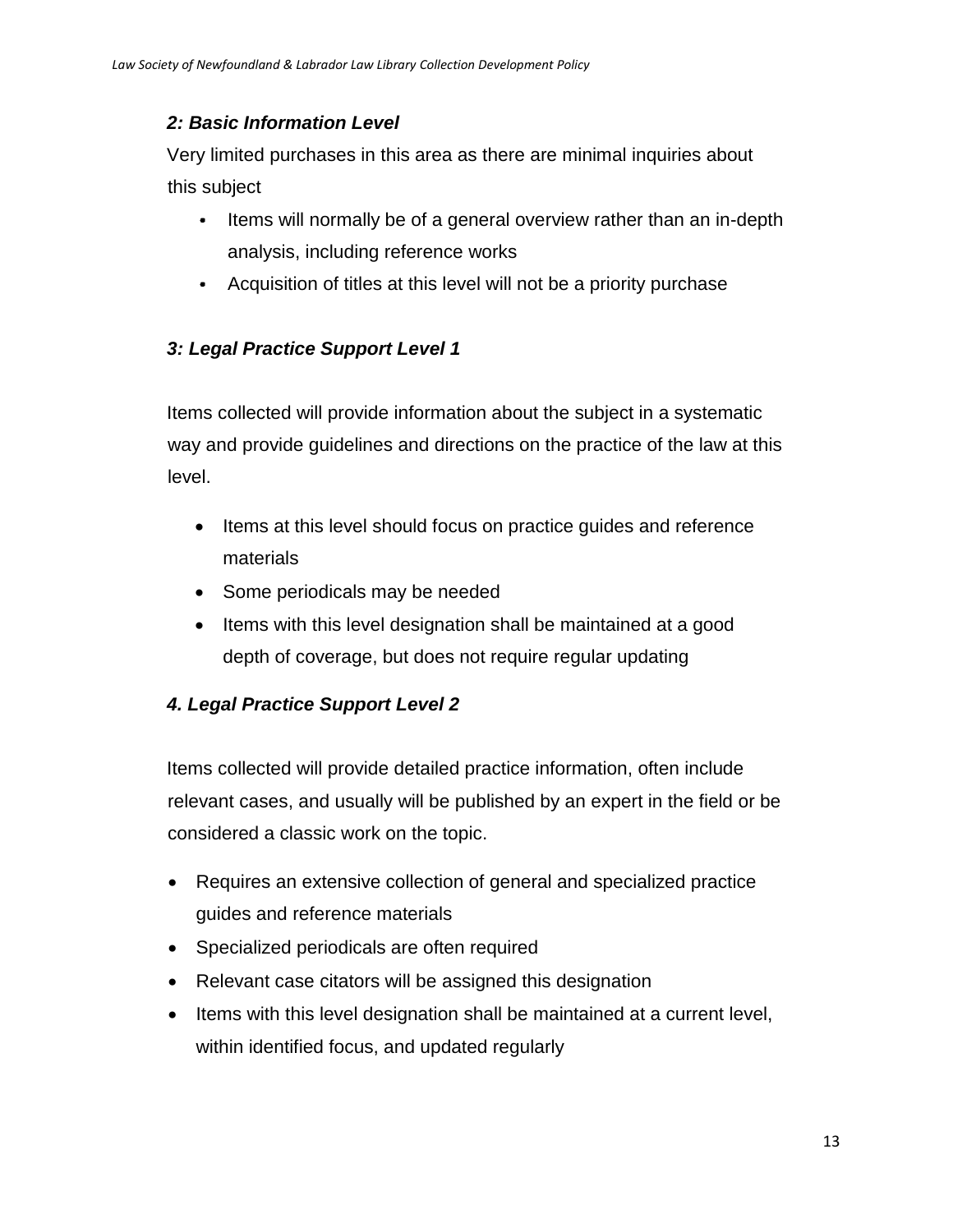### *2: Basic Information Level*

Very limited purchases in this area as there are minimal inquiries about this subject

- Items will normally be of a general overview rather than an in-depth analysis, including reference works
- Acquisition of titles at this level will not be a priority purchase

### *3: Legal Practice Support Level 1*

Items collected will provide information about the subject in a systematic way and provide guidelines and directions on the practice of the law at this level.

- Items at this level should focus on practice guides and reference materials
- Some periodicals may be needed
- Items with this level designation shall be maintained at a good depth of coverage, but does not require regular updating

### *4. Legal Practice Support Level 2*

Items collected will provide detailed practice information, often include relevant cases, and usually will be published by an expert in the field or be considered a classic work on the topic.

- Requires an extensive collection of general and specialized practice guides and reference materials
- Specialized periodicals are often required
- Relevant case citators will be assigned this designation
- Items with this level designation shall be maintained at a current level, within identified focus, and updated regularly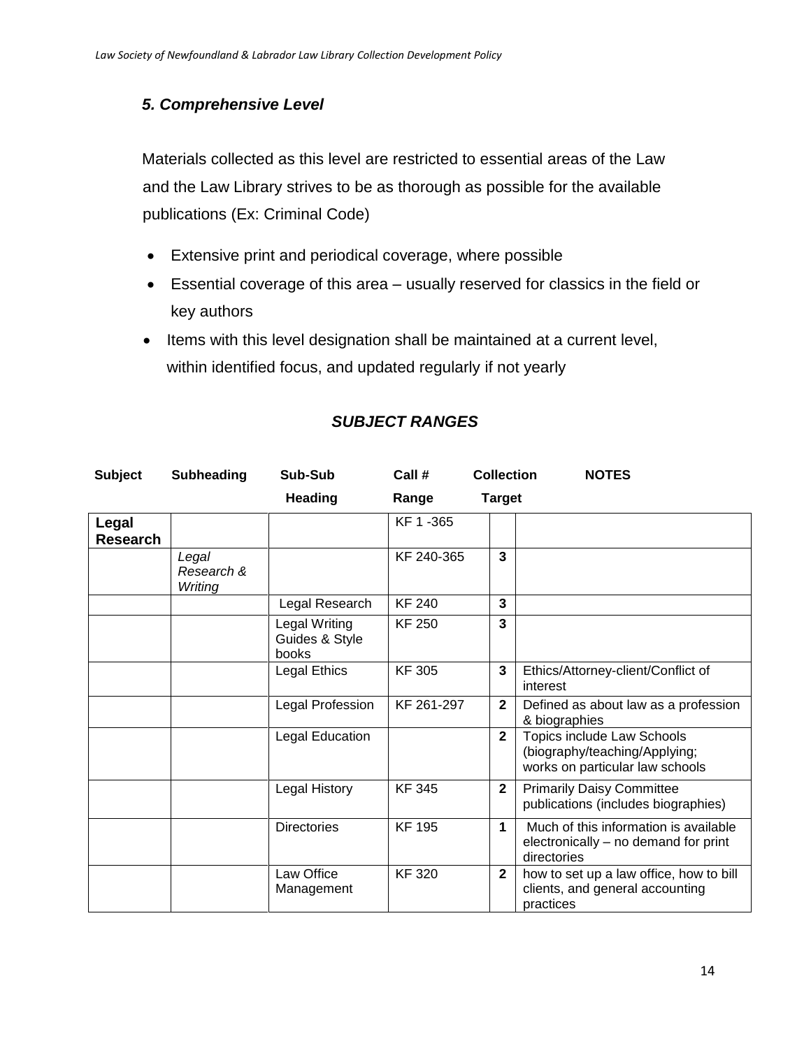### *5. Comprehensive Level*

Materials collected as this level are restricted to essential areas of the Law and the Law Library strives to be as thorough as possible for the available publications (Ex: Criminal Code)

- Extensive print and periodical coverage, where possible
- Essential coverage of this area – usually reserved for classics in the field or key authors
- Items with this level designation shall be maintained at a current level, within identified focus, and updated regularly if not yearly

## *SUBJECT RANGES*

| Subject | Subheading | Sub-Sub Heading | Call # Range | Collection Target | NOTES |
|---|---|---|---|---|---|
| **Legal Research** | | | KF 1 -365 | | |
| | *Legal Research & Writing* | | KF 240-365 | **3** | |
| | | Legal Research | KF 240 | **3** | |
| | | Legal Writing Guides & Style books | KF 250 | **3** | |
| | | Legal Ethics | KF 305 | **3** | Ethics/Attorney-client/Conflict of interest |
| | | Legal Profession | KF 261-297 | **2** | Defined as about law as a profession & biographies |
| | | Legal Education | | **2** | Topics include Law Schools (biography/teaching/Applying; works on particular law schools |
| | | Legal History | KF 345 | **2** | Primarily Daisy Committee publications (includes biographies) |
| | | Directories | KF 195 | **1** | Much of this information is available electronically – no demand for print directories |
| | | Law Office Management | KF 320 | **2** | how to set up a law office, how to bill clients, and general accounting practices |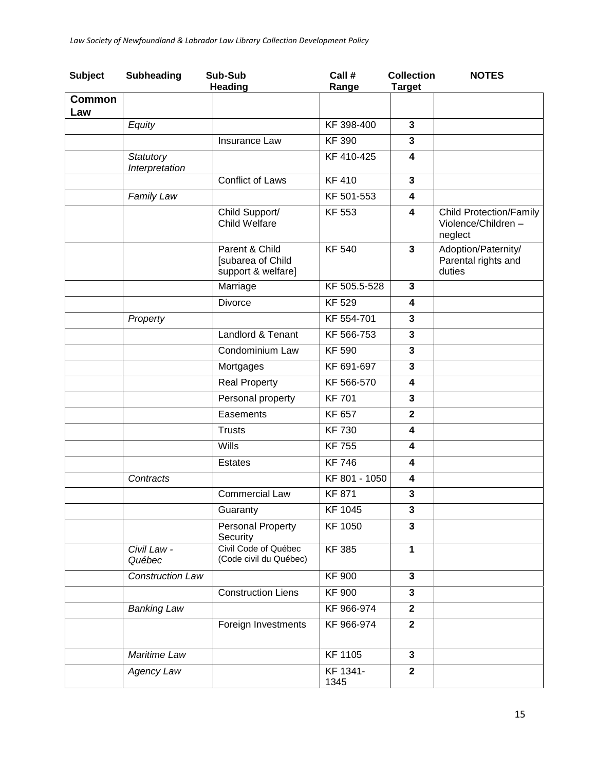| Subject | Subheading | Sub-Sub Heading | Call # Range | Collection Target | NOTES |
|---|---|---|---|---|---|
| **Common Law** | | | | | |
| | *Equity* | | KF 398-400 | **3** | |
| | | Insurance Law | KF 390 | **3** | |
| | *Statutory Interpretation* | | KF 410-425 | **4** | |
| | | Conflict of Laws | KF 410 | **3** | |
| | *Family Law* | | KF 501-553 | **4** | |
| | | Child Support/ Child Welfare | KF 553 | **4** | Child Protection/Family Violence/Children – neglect |
| | | Parent & Child [subarea of Child support & welfare] | KF 540 | **3** | Adoption/Paternity/ Parental rights and duties |
| | | Marriage | KF 505.5-528 | **3** | |
| | | Divorce | KF 529 | **4** | |
| | *Property* | | KF 554-701 | **3** | |
| | | Landlord & Tenant | KF 566-753 | **3** | |
| | | Condominium Law | KF 590 | **3** | |
| | | Mortgages | KF 691-697 | **3** | |
| | | Real Property | KF 566-570 | **4** | |
| | | Personal property | KF 701 | **3** | |
| | | Easements | KF 657 | **2** | |
| | | Trusts | KF 730 | **4** | |
| | | Wills | KF 755 | **4** | |
| | | Estates | KF 746 | **4** | |
| | *Contracts* | | KF 801 - 1050 | **4** | |
| | | Commercial Law | KF 871 | **3** | |
| | | Guaranty | KF 1045 | **3** | |
| | | Personal Property Security | KF 1050 | **3** | |
| | *Civil Law - Québec* | Civil Code of Québec (Code civil du Québec) | KF 385 | **1** | |
| | *Construction Law* | | KF 900 | **3** | |
| | | Construction Liens | KF 900 | **3** | |
| | *Banking Law* | | KF 966-974 | **2** | |
| | | Foreign Investments | KF 966-974 | **2** | |
| | *Maritime Law* | | KF 1105 | **3** | |
| | *Agency Law* | | KF 1341-1345 | **2** | |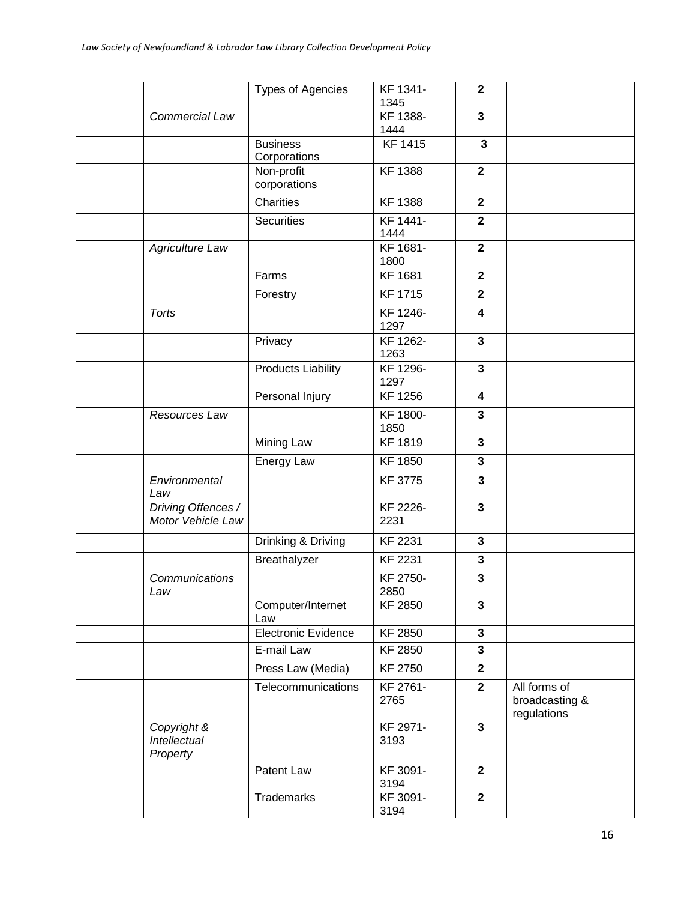| | | | | | |
|---|---|---|---|---|---|
| | | Types of Agencies | KF 1341-1345 | **2** | |
| | *Commercial Law* | | KF 1388-1444 | **3** | |
| | | Business Corporations | KF 1415 | **3** | |
| | | Non-profit corporations | KF 1388 | **2** | |
| | | Charities | KF 1388 | **2** | |
| | | Securities | KF 1441-1444 | **2** | |
| | *Agriculture Law* | | KF 1681-1800 | **2** | |
| | | Farms | KF 1681 | **2** | |
| | | Forestry | KF 1715 | **2** | |
| | *Torts* | | KF 1246-1297 | **4** | |
| | | Privacy | KF 1262-1263 | **3** | |
| | | Products Liability | KF 1296-1297 | **3** | |
| | | Personal Injury | KF 1256 | **4** | |
| | *Resources Law* | | KF 1800-1850 | **3** | |
| | | Mining Law | KF 1819 | **3** | |
| | | Energy Law | KF 1850 | **3** | |
| | *Environmental Law* | | KF 3775 | **3** | |
| | *Driving Offences / Motor Vehicle Law* | | KF 2226-2231 | **3** | |
| | | Drinking & Driving | KF 2231 | **3** | |
| | | Breathalyzer | KF 2231 | **3** | |
| | *Communications Law* | | KF 2750-2850 | **3** | |
| | | Computer/Internet Law | KF 2850 | **3** | |
| | | Electronic Evidence | KF 2850 | **3** | |
| | | E-mail Law | KF 2850 | **3** | |
| | | Press Law (Media) | KF 2750 | **2** | |
| | | Telecommunications | KF 2761-2765 | **2** | All forms of broadcasting & regulations |
| | *Copyright & Intellectual Property* | | KF 2971-3193 | **3** | |
| | | Patent Law | KF 3091-3194 | **2** | |
| | | Trademarks | KF 3091-3194 | **2** | |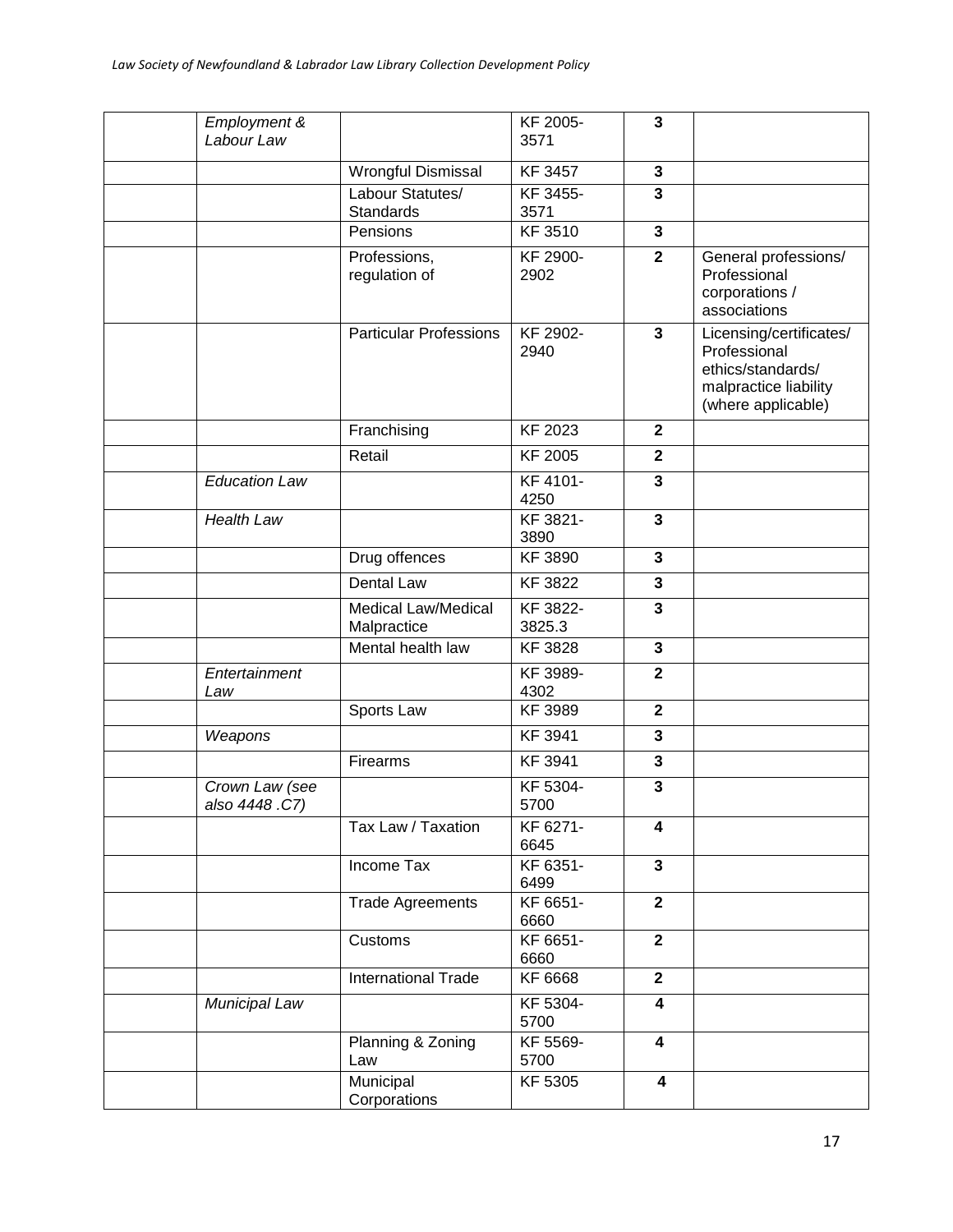| | | | | | |
|---|---|---|---|---|---|
| | *Employment & Labour Law* | | KF 2005-3571 | **3** | |
| | | Wrongful Dismissal | KF 3457 | **3** | |
| | | Labour Statutes/ Standards | KF 3455-3571 | **3** | |
| | | Pensions | KF 3510 | **3** | |
| | | Professions, regulation of | KF 2900-2902 | **2** | General professions/ Professional corporations / associations |
| | | Particular Professions | KF 2902-2940 | **3** | Licensing/certificates/ Professional ethics/standards/ malpractice liability (where applicable) |
| | | Franchising | KF 2023 | **2** | |
| | | Retail | KF 2005 | **2** | |
| | *Education Law* | | KF 4101-4250 | **3** | |
| | *Health Law* | | KF 3821-3890 | **3** | |
| | | Drug offences | KF 3890 | **3** | |
| | | Dental Law | KF 3822 | **3** | |
| | | Medical Law/Medical Malpractice | KF 3822-3825.3 | **3** | |
| | | Mental health law | KF 3828 | **3** | |
| | *Entertainment Law* | | KF 3989-4302 | **2** | |
| | | Sports Law | KF 3989 | **2** | |
| | *Weapons* | | KF 3941 | **3** | |
| | | Firearms | KF 3941 | **3** | |
| | *Crown Law (see also 4448 .C7)* | | KF 5304-5700 | **3** | |
| | | Tax Law / Taxation | KF 6271-6645 | **4** | |
| | | Income Tax | KF 6351-6499 | **3** | |
| | | Trade Agreements | KF 6651-6660 | **2** | |
| | | Customs | KF 6651-6660 | **2** | |
| | | International Trade | KF 6668 | **2** | |
| | *Municipal Law* | | KF 5304-5700 | **4** | |
| | | Planning & Zoning Law | KF 5569-5700 | **4** | |
| | | Municipal Corporations | KF 5305 | **4** | |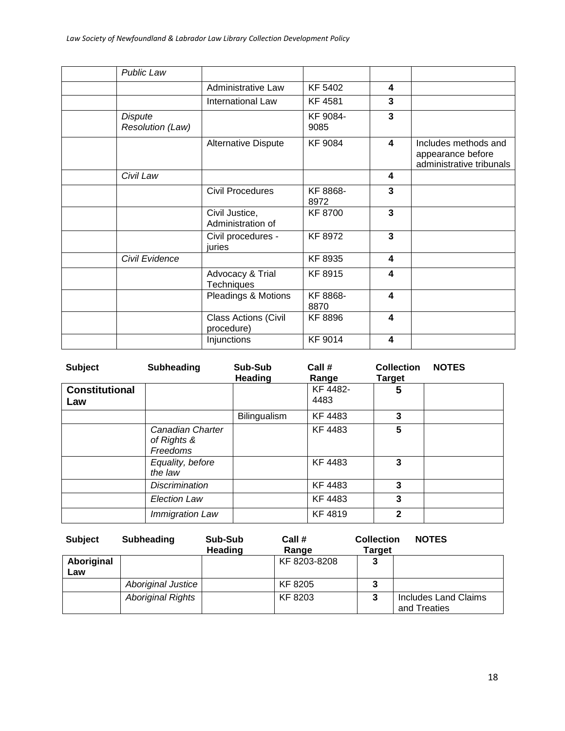| | | | | | |
|---|---|---|---|---|---|
| | *Public Law* | | | | |
| | | Administrative Law | KF 5402 | **4** | |
| | | International Law | KF 4581 | **3** | |
| | *Dispute Resolution (Law)* | | KF 9084-9085 | **3** | |
| | | Alternative Dispute | KF 9084 | **4** | Includes methods and appearance before administrative tribunals |
| | *Civil Law* | | | **4** | |
| | | Civil Procedures | KF 8868-8972 | **3** | |
| | | Civil Justice, Administration of | KF 8700 | **3** | |
| | | Civil procedures - juries | KF 8972 | **3** | |
| | *Civil Evidence* | | KF 8935 | **4** | |
| | | Advocacy & Trial Techniques | KF 8915 | **4** | |
| | | Pleadings & Motions | KF 8868-8870 | **4** | |
| | | Class Actions (Civil procedure) | KF 8896 | **4** | |
| | | Injunctions | KF 9014 | **4** | |

| Subject | Subheading | Sub-Sub Heading | Call # Range | Collection Target | NOTES |
|---|---|---|---|---|---|
| **Constitutional Law** | | | KF 4482-4483 | **5** | |
| | | Bilingualism | KF 4483 | **3** | |
| | *Canadian Charter of Rights & Freedoms* | | KF 4483 | **5** | |
| | *Equality, before the law* | | KF 4483 | **3** | |
| | *Discrimination* | | KF 4483 | **3** | |
| | *Election Law* | | KF 4483 | **3** | |
| | *Immigration Law* | | KF 4819 | **2** | |

| Subject | Subheading | Sub-Sub Heading | Call # Range | Collection Target | NOTES |
|---|---|---|---|---|---|
| **Aboriginal Law** | | | KF 8203-8208 | **3** | |
| | *Aboriginal Justice* | | KF 8205 | **3** | |
| | *Aboriginal Rights* | | KF 8203 | **3** | Includes Land Claims and Treaties |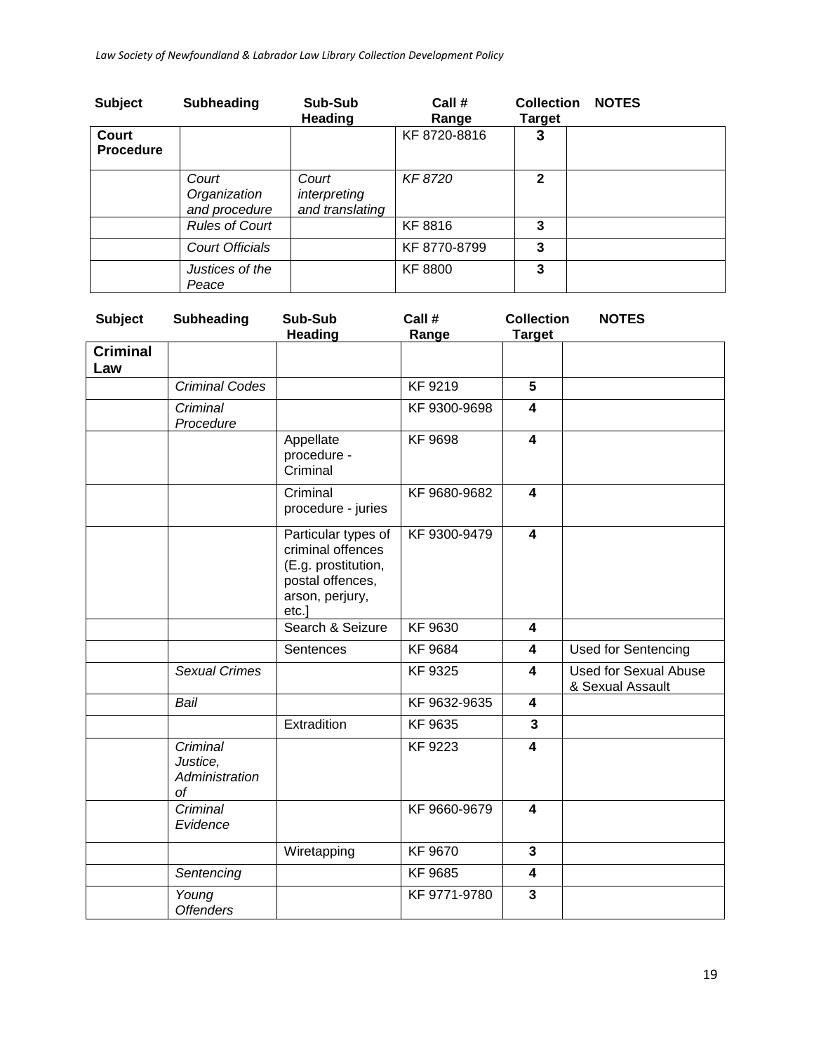| Subject | Subheading | Sub-Sub Heading | Call # Range | Collection Target | NOTES |
|---|---|---|---|---|---|
| **Court Procedure** | | | KF 8720-8816 | **3** | |
| | *Court Organization and procedure* | *Court interpreting and translating* | *KF 8720* | **2** | |
| | *Rules of Court* | | KF 8816 | **3** | |
| | *Court Officials* | | KF 8770-8799 | **3** | |
| | *Justices of the Peace* | | KF 8800 | **3** | |

| Subject | Subheading | Sub-Sub Heading | Call # Range | Collection Target | NOTES |
|---|---|---|---|---|---|
| **Criminal Law** | | | | | |
| | *Criminal Codes* | | KF 9219 | **5** | |
| | *Criminal Procedure* | | KF 9300-9698 | **4** | |
| | | Appellate procedure - Criminal | KF 9698 | **4** | |
| | | Criminal procedure - juries | KF 9680-9682 | **4** | |
| | | Particular types of criminal offences (E.g. prostitution, postal offences, arson, perjury, etc.] | KF 9300-9479 | **4** | |
| | | Search & Seizure | KF 9630 | **4** | |
| | | Sentences | KF 9684 | **4** | Used for Sentencing |
| | *Sexual Crimes* | | KF 9325 | **4** | Used for Sexual Abuse & Sexual Assault |
| | *Bail* | | KF 9632-9635 | **4** | |
| | | Extradition | KF 9635 | **3** | |
| | *Criminal Justice, Administration of* | | KF 9223 | **4** | |
| | *Criminal Evidence* | | KF 9660-9679 | **4** | |
| | | Wiretapping | KF 9670 | **3** | |
| | *Sentencing* | | KF 9685 | **4** | |
| | *Young Offenders* | | KF 9771-9780 | **3** | |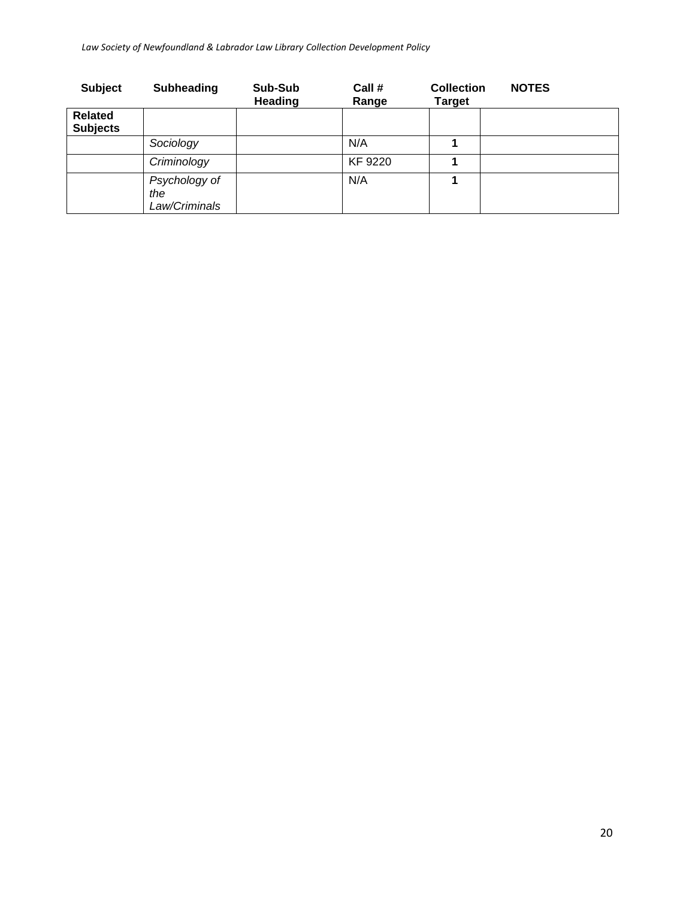| Subject | Subheading | Sub-Sub Heading | Call # Range | Collection Target | NOTES |
|---|---|---|---|---|---|
| **Related Subjects** | | | | | |
| | *Sociology* | | N/A | **1** | |
| | *Criminology* | | KF 9220 | **1** | |
| | *Psychology of the Law/Criminals* | | N/A | **1** | |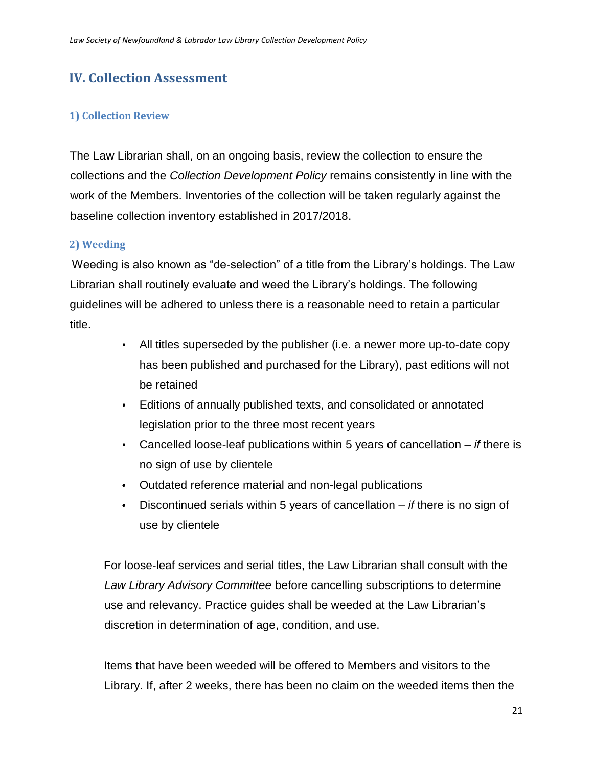## IV. Collection Assessment

### 1) Collection Review

The Law Librarian shall, on an ongoing basis, review the collection to ensure the collections and the *Collection Development Policy* remains consistently in line with the work of the Members. Inventories of the collection will be taken regularly against the baseline collection inventory established in 2017/2018.

### 2) Weeding

Weeding is also known as "de-selection" of a title from the Library's holdings. The Law Librarian shall routinely evaluate and weed the Library's holdings. The following guidelines will be adhered to unless there is a <u>reasonable</u> need to retain a particular title.

- All titles superseded by the publisher (i.e. a newer more up-to-date copy has been published and purchased for the Library), past editions will not be retained
- Editions of annually published texts, and consolidated or annotated legislation prior to the three most recent years
- Cancelled loose-leaf publications within 5 years of cancellation – *if* there is no sign of use by clientele
- Outdated reference material and non-legal publications
- Discontinued serials within 5 years of cancellation – *if* there is no sign of use by clientele

For loose-leaf services and serial titles, the Law Librarian shall consult with the *Law Library Advisory Committee* before cancelling subscriptions to determine use and relevancy. Practice guides shall be weeded at the Law Librarian's discretion in determination of age, condition, and use.

Items that have been weeded will be offered to Members and visitors to the Library. If, after 2 weeks, there has been no claim on the weeded items then the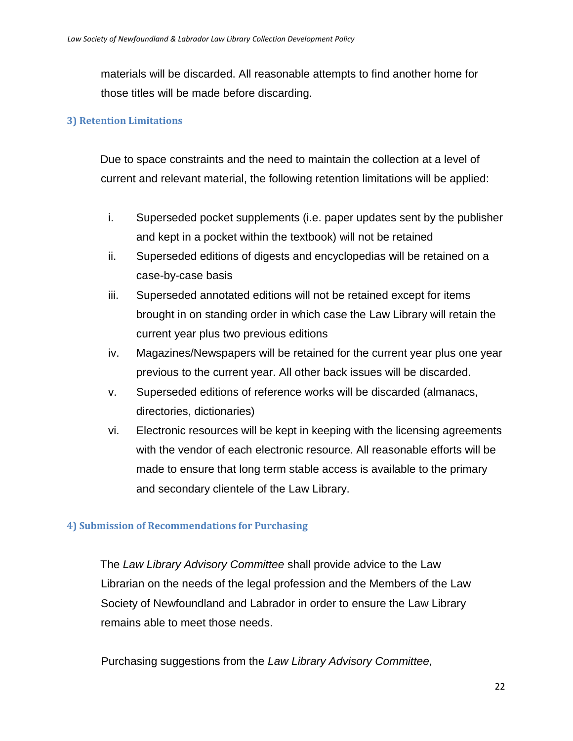materials will be discarded. All reasonable attempts to find another home for those titles will be made before discarding.

### 3) Retention Limitations

Due to space constraints and the need to maintain the collection at a level of current and relevant material, the following retention limitations will be applied:

i. Superseded pocket supplements (i.e. paper updates sent by the publisher and kept in a pocket within the textbook) will not be retained
ii. Superseded editions of digests and encyclopedias will be retained on a case-by-case basis
iii. Superseded annotated editions will not be retained except for items brought in on standing order in which case the Law Library will retain the current year plus two previous editions
iv. Magazines/Newspapers will be retained for the current year plus one year previous to the current year. All other back issues will be discarded.
v. Superseded editions of reference works will be discarded (almanacs, directories, dictionaries)
vi. Electronic resources will be kept in keeping with the licensing agreements with the vendor of each electronic resource. All reasonable efforts will be made to ensure that long term stable access is available to the primary and secondary clientele of the Law Library.

### 4) Submission of Recommendations for Purchasing

The *Law Library Advisory Committee* shall provide advice to the Law Librarian on the needs of the legal profession and the Members of the Law Society of Newfoundland and Labrador in order to ensure the Law Library remains able to meet those needs.

Purchasing suggestions from the *Law Library Advisory Committee,*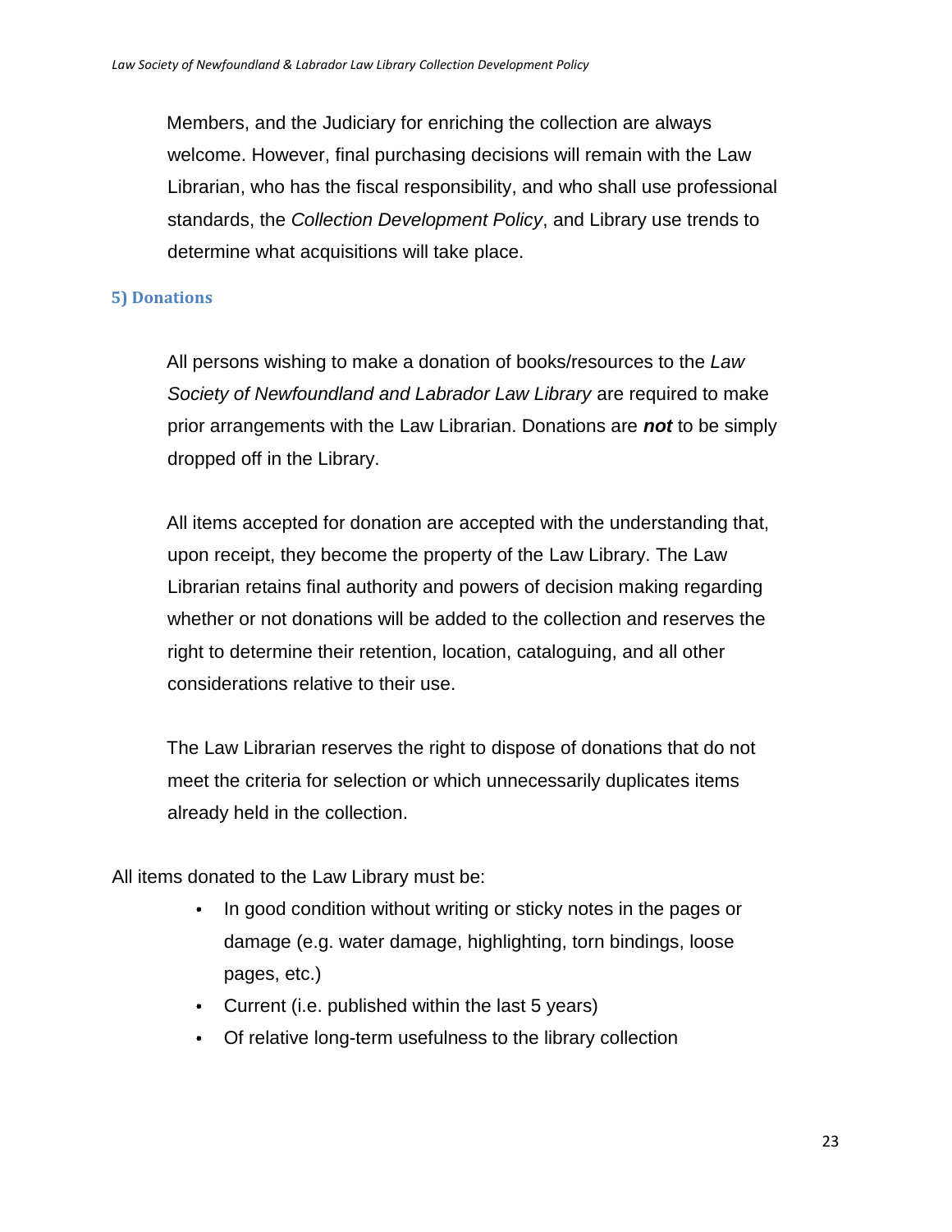Members, and the Judiciary for enriching the collection are always welcome. However, final purchasing decisions will remain with the Law Librarian, who has the fiscal responsibility, and who shall use professional standards, the *Collection Development Policy*, and Library use trends to determine what acquisitions will take place.

## 5) Donations

All persons wishing to make a donation of books/resources to the *Law Society of Newfoundland and Labrador Law Library* are required to make prior arrangements with the Law Librarian. Donations are ***not*** to be simply dropped off in the Library.

All items accepted for donation are accepted with the understanding that, upon receipt, they become the property of the Law Library. The Law Librarian retains final authority and powers of decision making regarding whether or not donations will be added to the collection and reserves the right to determine their retention, location, cataloguing, and all other considerations relative to their use.

The Law Librarian reserves the right to dispose of donations that do not meet the criteria for selection or which unnecessarily duplicates items already held in the collection.

All items donated to the Law Library must be:

- In good condition without writing or sticky notes in the pages or damage (e.g. water damage, highlighting, torn bindings, loose pages, etc.)
- Current (i.e. published within the last 5 years)
- Of relative long-term usefulness to the library collection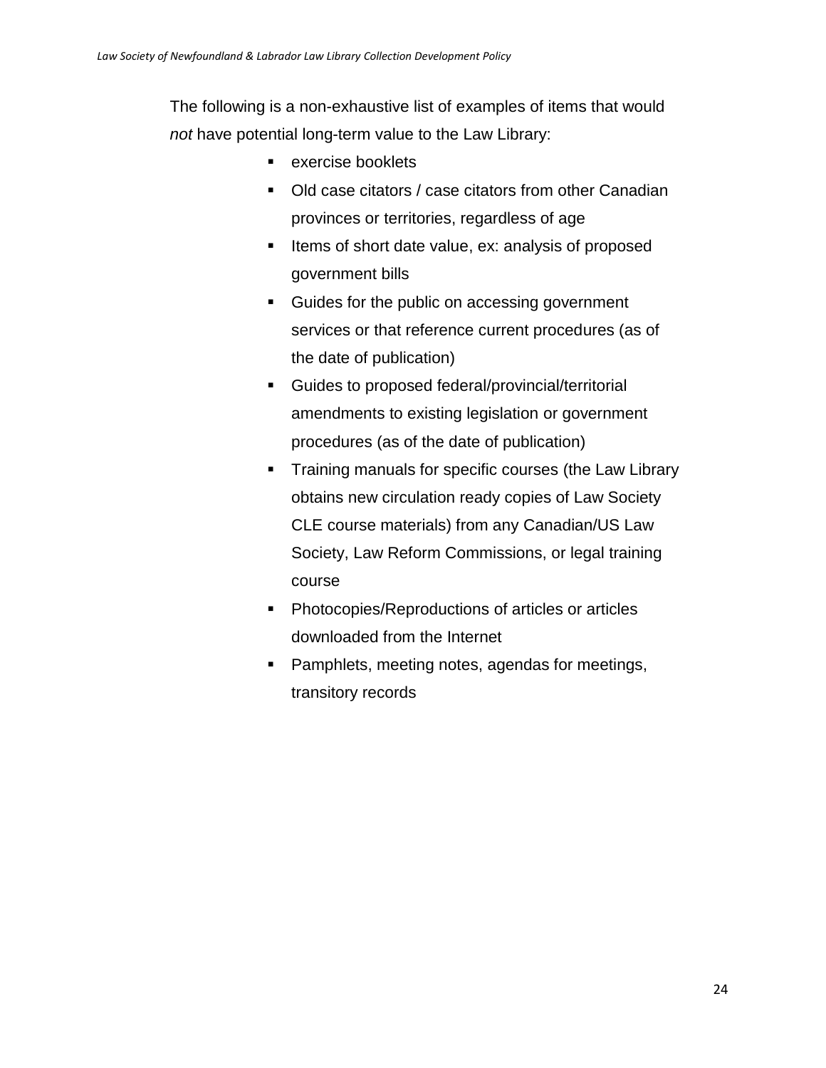The following is a non-exhaustive list of examples of items that would *not* have potential long-term value to the Law Library:

- exercise booklets
- Old case citators / case citators from other Canadian provinces or territories, regardless of age
- Items of short date value, ex: analysis of proposed government bills
- Guides for the public on accessing government services or that reference current procedures (as of the date of publication)
- Guides to proposed federal/provincial/territorial amendments to existing legislation or government procedures (as of the date of publication)
- Training manuals for specific courses (the Law Library obtains new circulation ready copies of Law Society CLE course materials) from any Canadian/US Law Society, Law Reform Commissions, or legal training course
- Photocopies/Reproductions of articles or articles downloaded from the Internet
- Pamphlets, meeting notes, agendas for meetings, transitory records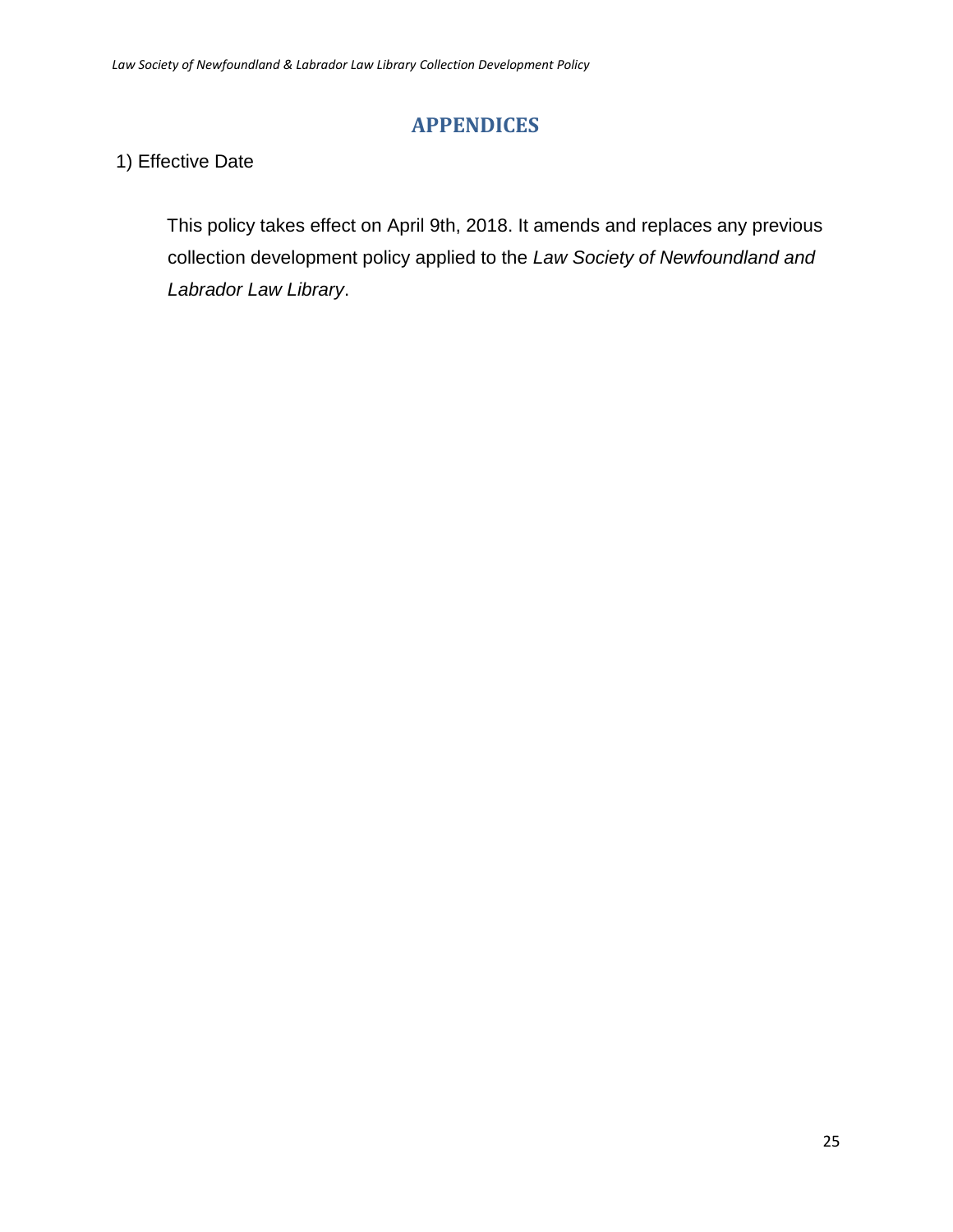# APPENDICES

1) Effective Date

This policy takes effect on April 9th, 2018. It amends and replaces any previous collection development policy applied to the *Law Society of Newfoundland and Labrador Law Library*.